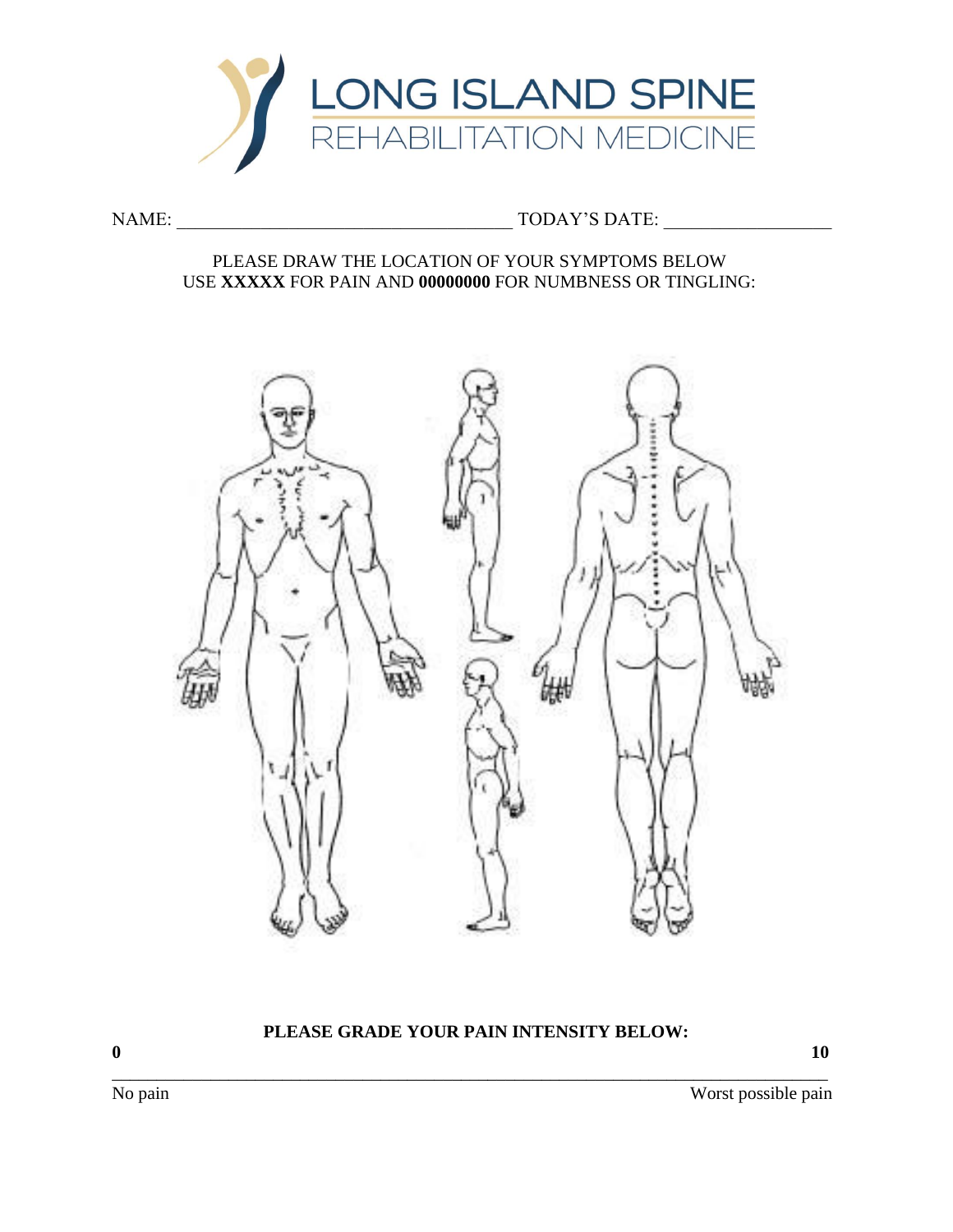# LONG ISLAND SPINE
## REHABILITATION MEDICINE

NAME: ___________________________________ TODAY'S DATE: _________________

PLEASE DRAW THE LOCATION OF YOUR SYMPTOMS BELOW
USE **XXXXX** FOR PAIN AND **00000000** FOR NUMBNESS OR TINGLING:

**PLEASE GRADE YOUR PAIN INTENSITY BELOW:**

**0** ______________________________________________________________________ **10**

No pain — Worst possible pain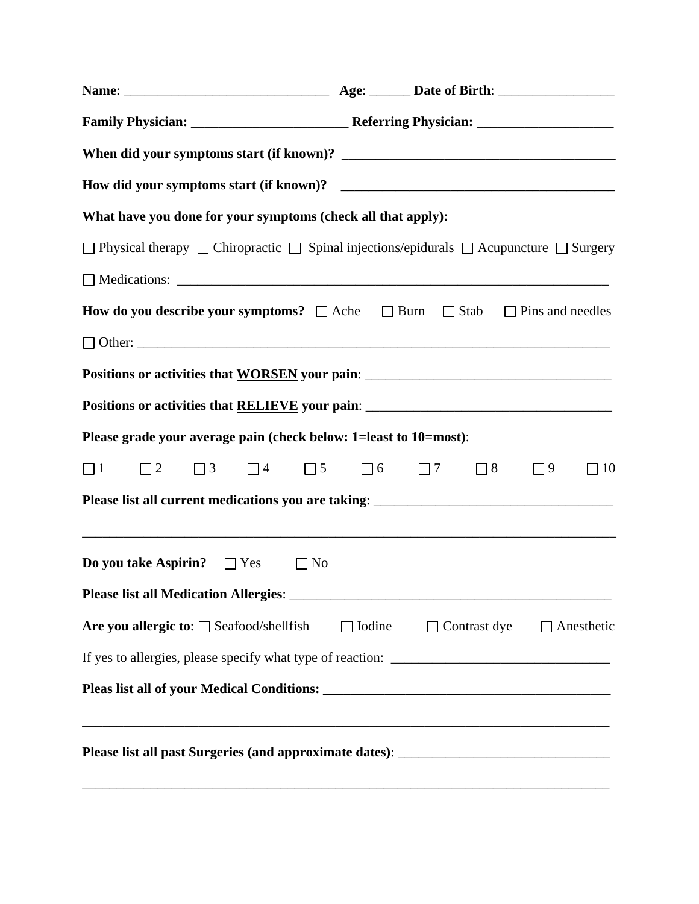**Name**: ______________________________ **Age**: ______ **Date of Birth**: _________________

**Family Physician:** _______________________ **Referring Physician:** ____________________

**When did your symptoms start (if known)?** _______________________________________

**How did your symptoms start (if known)?** _______________________________________

**What have you done for your symptoms (check all that apply):**

☐ Physical therapy ☐ Chiropractic ☐ Spinal injections/epidurals ☐ Acupuncture ☐ Surgery

☐ Medications: ________________________________________________________________

**How do you describe your symptoms?** ☐ Ache ☐ Burn ☐ Stab ☐ Pins and needles

☐ Other: _____________________________________________________________________

**Positions or activities that <u>WORSEN</u> your pain**: ___________________________________

**Positions or activities that <u>RELIEVE</u> your pain**: ___________________________________

**Please grade your average pain (check below: 1=least to 10=most)**:

☐ 1 ☐ 2 ☐ 3 ☐ 4 ☐ 5 ☐ 6 ☐ 7 ☐ 8 ☐ 9 ☐ 10

**Please list all current medications you are taking**: __________________________________

_______________________________________________________________________________

**Do you take Aspirin?** ☐ Yes ☐ No

**Please list all Medication Allergies**: _______________________________________________

**Are you allergic to**: ☐ Seafood/shellfish ☐ Iodine ☐ Contrast dye ☐ Anesthetic

If yes to allergies, please specify what type of reaction: _______________________________

**Pleas list all of your Medical Conditions: ____________________**______________________

_______________________________________________________________________________

**Please list all past Surgeries (and approximate dates)**: ______________________________

_______________________________________________________________________________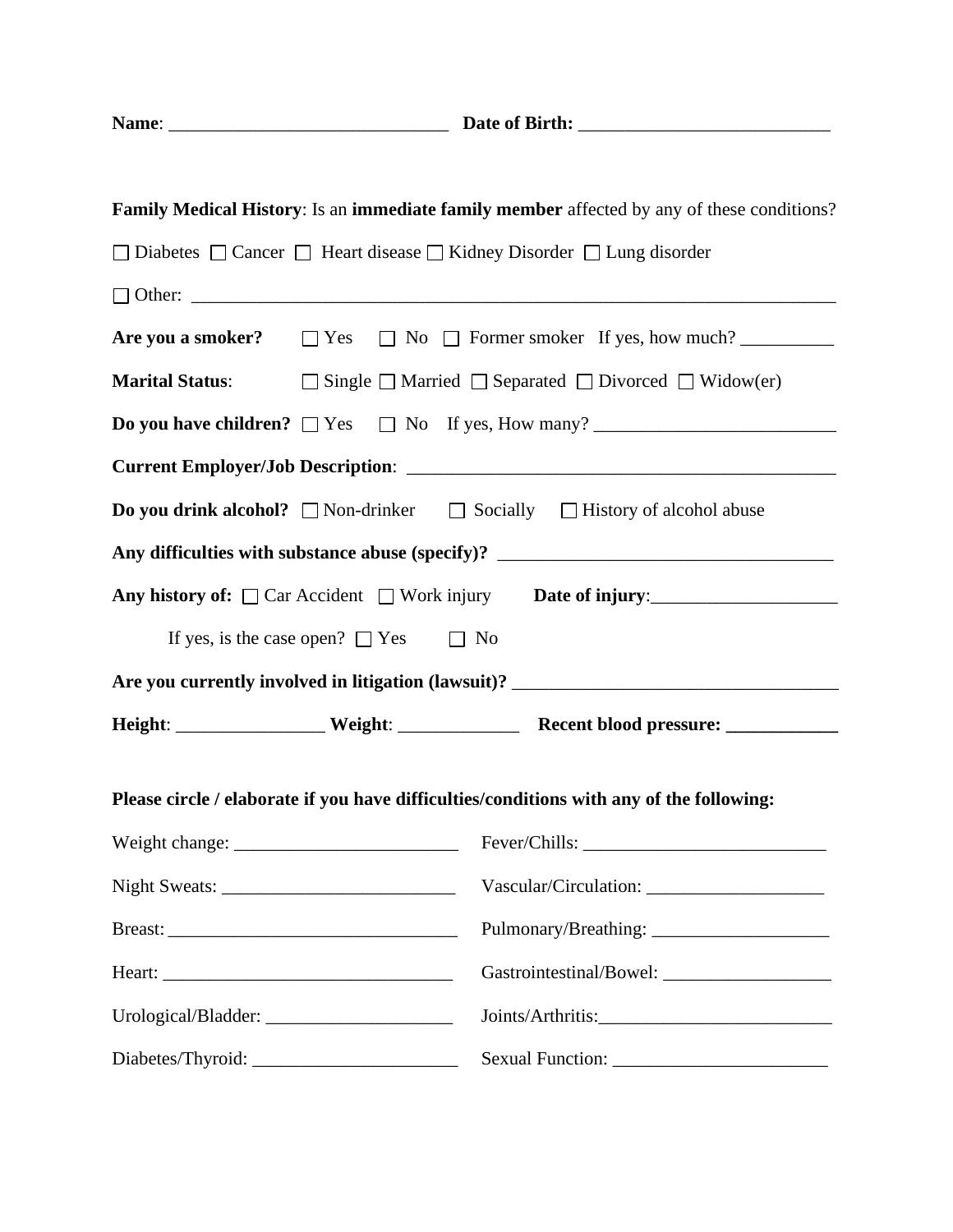**Name**: ______________________________ **Date of Birth:** ___________________________

**Family Medical History**: Is an **immediate family member** affected by any of these conditions?

☐ Diabetes ☐ Cancer ☐ Heart disease ☐ Kidney Disorder ☐ Lung disorder

☐ Other: ______________________________________________________________________

**Are you a smoker?** ☐ Yes ☐ No ☐ Former smoker If yes, how much? __________

**Marital Status**: ☐ Single ☐ Married ☐ Separated ☐ Divorced ☐ Widow(er)

**Do you have children?** ☐ Yes ☐ No If yes, How many? _________________________

**Current Employer/Job Description**: _______________________________________________

**Do you drink alcohol?** ☐ Non-drinker ☐ Socially ☐ History of alcohol abuse

**Any difficulties with substance abuse (specify)?** ____________________________________

**Any history of:** ☐ Car Accident ☐ Work injury **Date of injury**:____________________

If yes, is the case open? ☐ Yes ☐ No

**Are you currently involved in litigation (lawsuit)?** __________________________________

**Height**: ________________ **Weight**: _____________ **Recent blood pressure: ____________**

**Please circle / elaborate if you have difficulties/conditions with any of the following:**

Weight change: ________________________

Fever/Chills: __________________________

Night Sweats: _________________________

Vascular/Circulation: ___________________

Breast: _______________________________

Pulmonary/Breathing: ___________________

Heart: ________________________________

Gastrointestinal/Bowel: __________________

Urological/Bladder: ____________________

Joints/Arthritis:_________________________

Diabetes/Thyroid: ______________________

Sexual Function: ________________________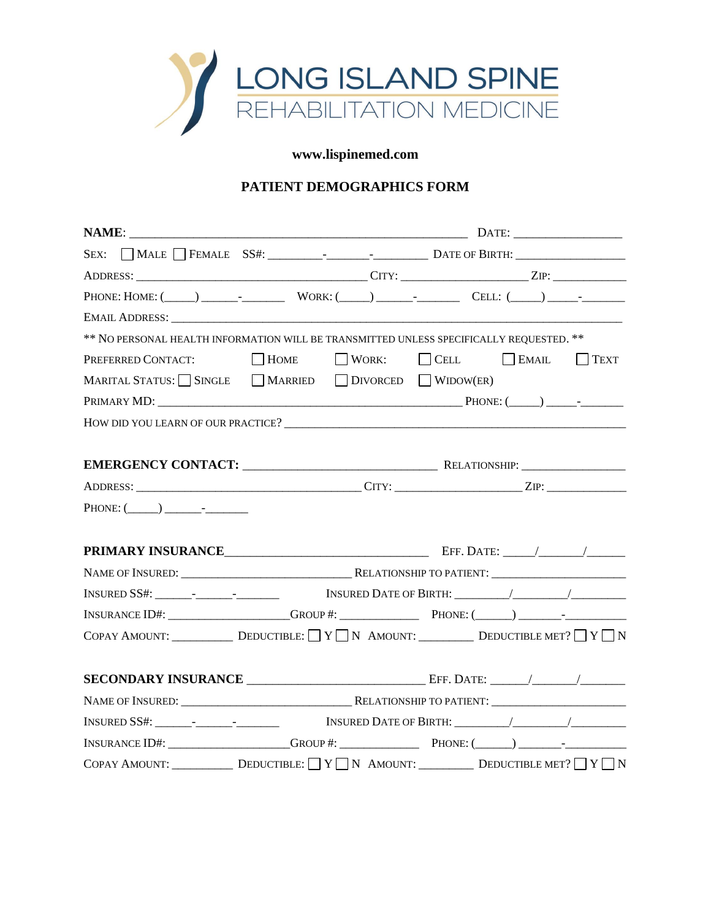# LONG ISLAND SPINE
## REHABILITATION MEDICINE

**www.lispinemed.com**

## PATIENT DEMOGRAPHICS FORM

**NAME**: ______________________________________________ DATE: _______________

SEX: ☐ MALE ☐ FEMALE SS#: ________-_______-________ DATE OF BIRTH: _________________

ADDRESS: _____________________________________ CITY: ____________________ ZIP: ___________

PHONE: HOME: (_____) ______-_______ WORK: (_____) ______-_______ CELL: (_____) _____-_______

EMAIL ADDRESS: __________________________________________________________________________

** NO PERSONAL HEALTH INFORMATION WILL BE TRANSMITTED UNLESS SPECIFICALLY REQUESTED. **

PREFERRED CONTACT: ☐ HOME ☐ WORK: ☐ CELL ☐ EMAIL ☐ TEXT

MARITAL STATUS: ☐ SINGLE ☐ MARRIED ☐ DIVORCED ☐ WIDOW(ER)

PRIMARY MD: _________________________________________________ PHONE: (_____) _____-_______

HOW DID YOU LEARN OF OUR PRACTICE? ____________________________________________________

**EMERGENCY CONTACT:** _____________________________ RELATIONSHIP: _______________

ADDRESS: _____________________________________ CITY: ____________________ ZIP: ___________

PHONE: (_____) ______-_______

**PRIMARY INSURANCE**_______________________________ EFF. DATE: _____/_______/______

NAME OF INSURED: ___________________________ RELATIONSHIP TO PATIENT: _____________________

INSURED SS#: ______-______-_______ INSURED DATE OF BIRTH: ________/________/_________

INSURANCE ID#: ____________________GROUP #: _____________ PHONE: (______) _______-__________

COPAY AMOUNT: __________ DEDUCTIBLE: ☐ Y ☐ N AMOUNT: _________ DEDUCTIBLE MET? ☐ Y ☐ N

**SECONDARY INSURANCE** ___________________________ EFF. DATE: ______/_______/_______

NAME OF INSURED: ___________________________ RELATIONSHIP TO PATIENT: _____________________

INSURED SS#: ______-______-_______ INSURED DATE OF BIRTH: ________/________/_________

INSURANCE ID#: ____________________GROUP #: _____________ PHONE: (______) _______-__________

COPAY AMOUNT: __________ DEDUCTIBLE: ☐ Y ☐ N AMOUNT: _________ DEDUCTIBLE MET? ☐ Y ☐ N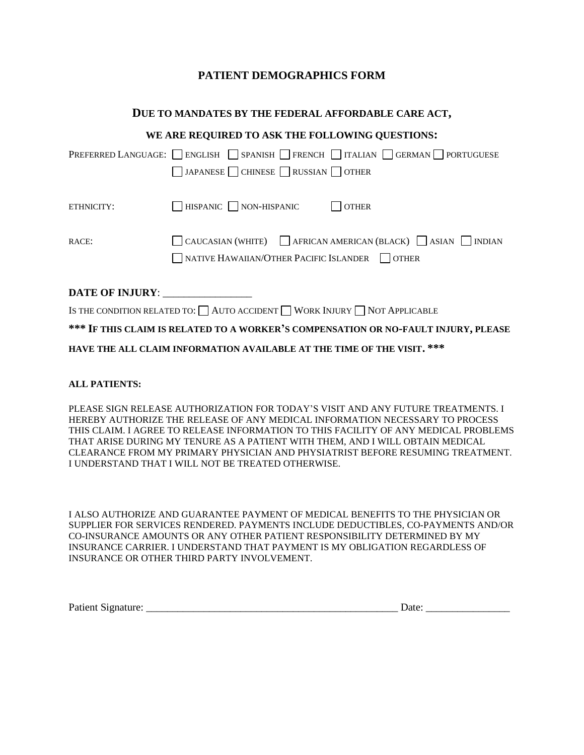# PATIENT DEMOGRAPHICS FORM

## DUE TO MANDATES BY THE FEDERAL AFFORDABLE CARE ACT,

### WE ARE REQUIRED TO ASK THE FOLLOWING QUESTIONS:

PREFERRED LANGUAGE: ☐ ENGLISH ☐ SPANISH ☐ FRENCH ☐ ITALIAN ☐ GERMAN ☐ PORTUGUESE ☐ JAPANESE ☐ CHINESE ☐ RUSSIAN ☐ OTHER

ETHNICITY: ☐ HISPANIC ☐ NON-HISPANIC ☐ OTHER

RACE: ☐ CAUCASIAN (WHITE) ☐ AFRICAN AMERICAN (BLACK) ☐ ASIAN ☐ INDIAN ☐ NATIVE HAWAIIAN/OTHER PACIFIC ISLANDER ☐ OTHER

**DATE OF INJURY**: _________________

IS THE CONDITION RELATED TO: ☐ AUTO ACCIDENT ☐ WORK INJURY ☐ NOT APPLICABLE

**\*\*\* IF THIS CLAIM IS RELATED TO A WORKER'S COMPENSATION OR NO-FAULT INJURY, PLEASE HAVE THE ALL CLAIM INFORMATION AVAILABLE AT THE TIME OF THE VISIT. \*\*\***

**ALL PATIENTS:**

PLEASE SIGN RELEASE AUTHORIZATION FOR TODAY'S VISIT AND ANY FUTURE TREATMENTS. I HEREBY AUTHORIZE THE RELEASE OF ANY MEDICAL INFORMATION NECESSARY TO PROCESS THIS CLAIM. I AGREE TO RELEASE INFORMATION TO THIS FACILITY OF ANY MEDICAL PROBLEMS THAT ARISE DURING MY TENURE AS A PATIENT WITH THEM, AND I WILL OBTAIN MEDICAL CLEARANCE FROM MY PRIMARY PHYSICIAN AND PHYSIATRIST BEFORE RESUMING TREATMENT. I UNDERSTAND THAT I WILL NOT BE TREATED OTHERWISE.

I ALSO AUTHORIZE AND GUARANTEE PAYMENT OF MEDICAL BENEFITS TO THE PHYSICIAN OR SUPPLIER FOR SERVICES RENDERED. PAYMENTS INCLUDE DEDUCTIBLES, CO-PAYMENTS AND/OR CO-INSURANCE AMOUNTS OR ANY OTHER PATIENT RESPONSIBILITY DETERMINED BY MY INSURANCE CARRIER. I UNDERSTAND THAT PAYMENT IS MY OBLIGATION REGARDLESS OF INSURANCE OR OTHER THIRD PARTY INVOLVEMENT.

Patient Signature: _________________________________________________ Date: ________________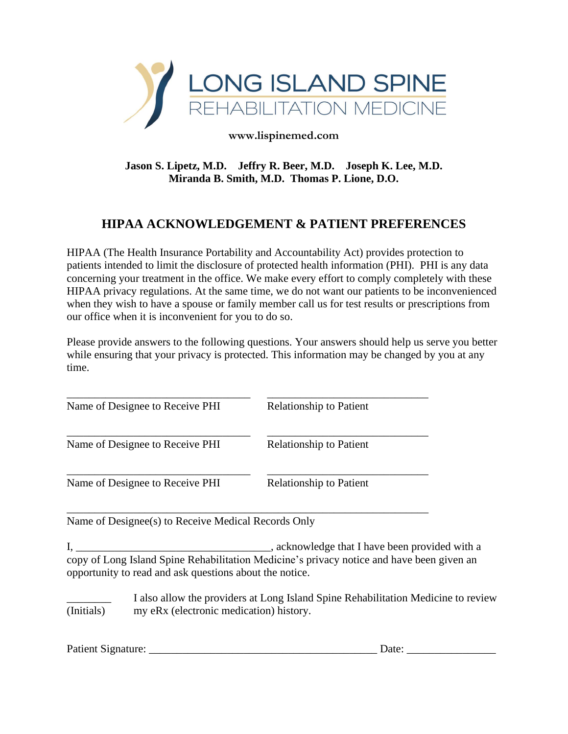LONG ISLAND SPINE
REHABILITATION MEDICINE

www.lispinemed.com

**Jason S. Lipetz, M.D. Jeffry R. Beer, M.D. Joseph K. Lee, M.D.**
**Miranda B. Smith, M.D. Thomas P. Lione, D.O.**

## HIPAA ACKNOWLEDGEMENT & PATIENT PREFERENCES

HIPAA (The Health Insurance Portability and Accountability Act) provides protection to patients intended to limit the disclosure of protected health information (PHI). PHI is any data concerning your treatment in the office. We make every effort to comply completely with these HIPAA privacy regulations. At the same time, we do not want our patients to be inconvenienced when they wish to have a spouse or family member call us for test results or prescriptions from our office when it is inconvenient for you to do so.

Please provide answers to the following questions. Your answers should help us serve you better while ensuring that your privacy is protected. This information may be changed by you at any time.

__________________________________ __________________________________
Name of Designee to Receive PHI Relationship to Patient

__________________________________ __________________________________
Name of Designee to Receive PHI Relationship to Patient

__________________________________ __________________________________
Name of Designee to Receive PHI Relationship to Patient

____________________________________________________________________
Name of Designee(s) to Receive Medical Records Only

I, ___________________________________, acknowledge that I have been provided with a copy of Long Island Spine Rehabilitation Medicine's privacy notice and have been given an opportunity to read and ask questions about the notice.

________ I also allow the providers at Long Island Spine Rehabilitation Medicine to review
(Initials) my eRx (electronic medication) history.

Patient Signature: ________________________________________ Date: _______________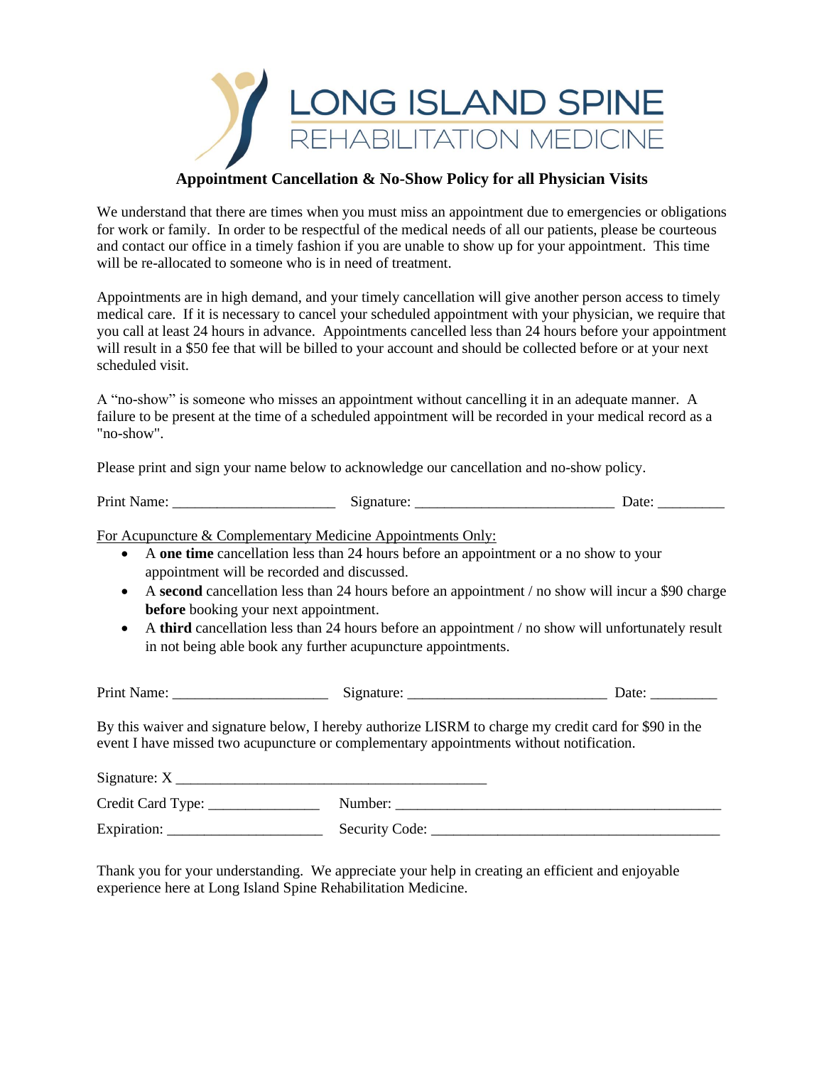LONG ISLAND SPINE
REHABILITATION MEDICINE

## Appointment Cancellation & No-Show Policy for all Physician Visits

We understand that there are times when you must miss an appointment due to emergencies or obligations for work or family. In order to be respectful of the medical needs of all our patients, please be courteous and contact our office in a timely fashion if you are unable to show up for your appointment. This time will be re-allocated to someone who is in need of treatment.

Appointments are in high demand, and your timely cancellation will give another person access to timely medical care. If it is necessary to cancel your scheduled appointment with your physician, we require that you call at least 24 hours in advance. Appointments cancelled less than 24 hours before your appointment will result in a $50 fee that will be billed to your account and should be collected before or at your next scheduled visit.

A "no-show" is someone who misses an appointment without cancelling it in an adequate manner. A failure to be present at the time of a scheduled appointment will be recorded in your medical record as a "no-show".

Please print and sign your name below to acknowledge our cancellation and no-show policy.

Print Name: ______________________ Signature: ___________________________ Date: _________

For Acupuncture & Complementary Medicine Appointments Only:

- A **one time** cancellation less than 24 hours before an appointment or a no show to your appointment will be recorded and discussed.
- A **second** cancellation less than 24 hours before an appointment / no show will incur a $90 charge **before** booking your next appointment.
- A **third** cancellation less than 24 hours before an appointment / no show will unfortunately result in not being able book any further acupuncture appointments.

Print Name: _____________________ Signature: ___________________________ Date: _________

By this waiver and signature below, I hereby authorize LISRM to charge my credit card for $90 in the event I have missed two acupuncture or complementary appointments without notification.

Signature: X __________________________________________

Credit Card Type: _______________ Number: _____________________________________________

Expiration: _____________________ Security Code: _______________________________________

Thank you for your understanding. We appreciate your help in creating an efficient and enjoyable experience here at Long Island Spine Rehabilitation Medicine.